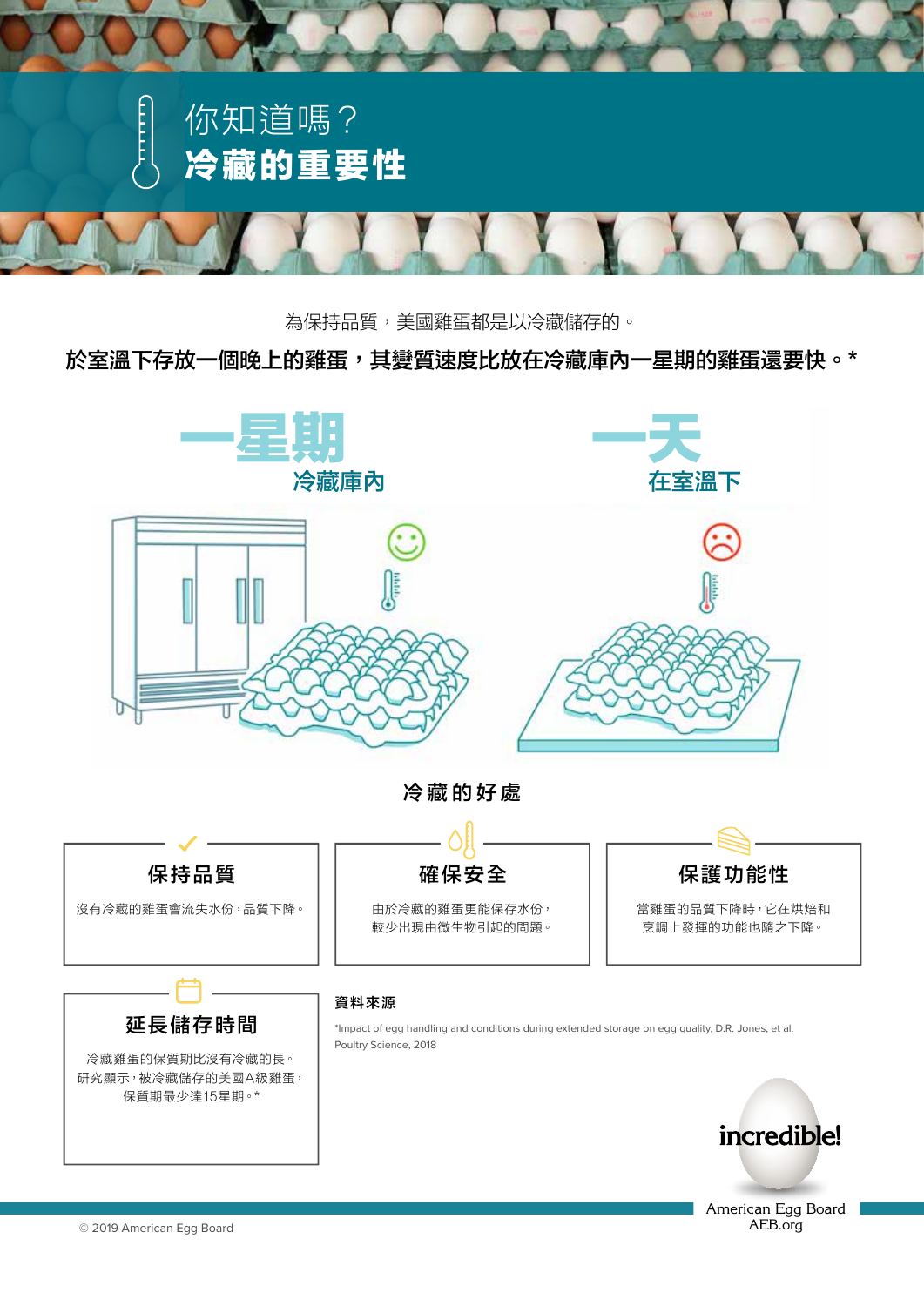# 你知道嗎？
# 冷藏的重要性

為保持品質，美國雞蛋都是以冷藏儲存的。

**於室溫下存放一個晚上的雞蛋，其變質速度比放在冷藏庫內一星期的雞蛋還要快。***

**一星期**
冷藏庫內

**一天**
在室溫下

## 冷藏的好處

### 保持品質

沒有冷藏的雞蛋會流失水份，品質下降。

### 確保安全

由於冷藏的雞蛋更能保存水份，
較少出現由微生物引起的問題。

### 保護功能性

當雞蛋的品質下降時，它在烘焙和
烹調上發揮的功能也隨之下降。

### 延長儲存時間

冷藏雞蛋的保質期比沒有冷藏的長。
研究顯示，被冷藏儲存的美國A級雞蛋，
保質期最少達15星期。*

**資料來源**

*Impact of egg handling and conditions during extended storage on egg quality, D.R. Jones, et al.
Poultry Science, 2018

incredible!
American Egg Board
AEB.org

© 2019 American Egg Board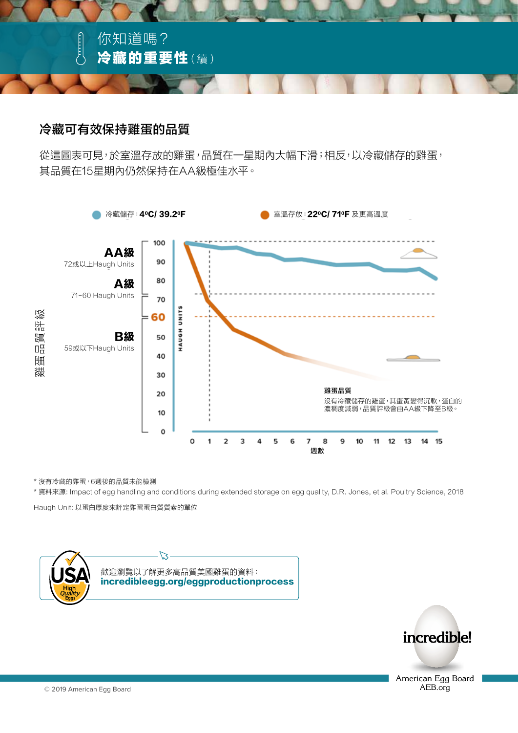# 你知道嗎？
## 冷藏的重要性（續）

### 冷藏可有效保持雞蛋的品質

從這圖表可見，於室溫存放的雞蛋，品質在一星期內大幅下滑；相反，以冷藏儲存的雞蛋，其品質在15星期內仍然保持在AA級極佳水平。

冷藏儲存：4ºC/ 39.2ºF

室溫存放：22ºC/ 71ºF 及更高溫度

雞蛋品質評級

AA級
72或以上Haugh Units

A級
71–60 Haugh Units

B級
59或以下Haugh Units

HAUGH UNITS

100
90
80
70
60
50
40
30
20
10
0

0 1 2 3 4 5 6 7 8 9 10 11 12 13 14 15

週數

雞蛋品質
沒有冷藏儲存的雞蛋，其蛋黃變得沉軟，蛋白的濃稠度減弱，品質評級會由AA級下降至B級。

* 沒有冷藏的雞蛋，6週後的品質未能檢測
* 資料來源: Impact of egg handling and conditions during extended storage on egg quality, D.R. Jones, et al. Poultry Science, 2018

Haugh Unit: 以蛋白厚度來評定雞蛋蛋白質質素的單位

USA High Quality Eggs

歡迎瀏覽以了解更多高品質美國雞蛋的資料：
**incredibleegg.org/eggproductionprocess**

incredible!
American Egg Board
AEB.org

© 2019 American Egg Board